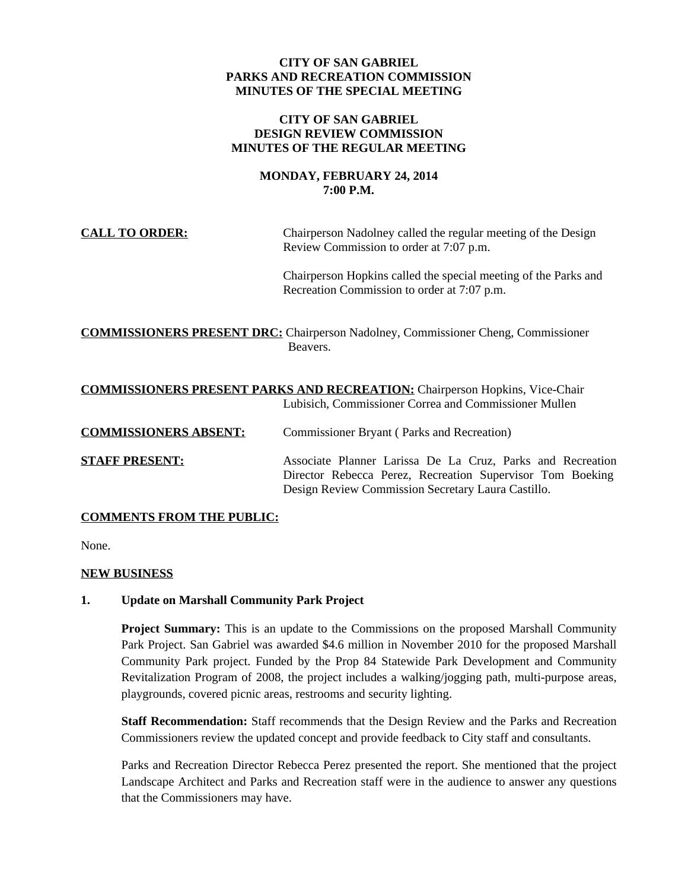**CITY OF SAN GABRIEL**
**PARKS AND RECREATION COMMISSION**
**MINUTES OF THE SPECIAL MEETING**

**CITY OF SAN GABRIEL**
**DESIGN REVIEW COMMISSION**
**MINUTES OF THE REGULAR MEETING**

**MONDAY, FEBRUARY 24, 2014**
**7:00 P.M.**

**CALL TO ORDER:** Chairperson Nadolney called the regular meeting of the Design Review Commission to order at 7:07 p.m.

Chairperson Hopkins called the special meeting of the Parks and Recreation Commission to order at 7:07 p.m.

**COMMISSIONERS PRESENT DRC:** Chairperson Nadolney, Commissioner Cheng, Commissioner Beavers.

**COMMISSIONERS PRESENT PARKS AND RECREATION:** Chairperson Hopkins, Vice-Chair Lubisich, Commissioner Correa and Commissioner Mullen

**COMMISSIONERS ABSENT:** Commissioner Bryant ( Parks and Recreation)

**STAFF PRESENT:** Associate Planner Larissa De La Cruz, Parks and Recreation Director Rebecca Perez, Recreation Supervisor Tom Boeking Design Review Commission Secretary Laura Castillo.

**COMMENTS FROM THE PUBLIC:**

None.

**NEW BUSINESS**

**1. Update on Marshall Community Park Project**

**Project Summary:** This is an update to the Commissions on the proposed Marshall Community Park Project. San Gabriel was awarded $4.6 million in November 2010 for the proposed Marshall Community Park project. Funded by the Prop 84 Statewide Park Development and Community Revitalization Program of 2008, the project includes a walking/jogging path, multi-purpose areas, playgrounds, covered picnic areas, restrooms and security lighting.

**Staff Recommendation:** Staff recommends that the Design Review and the Parks and Recreation Commissioners review the updated concept and provide feedback to City staff and consultants.

Parks and Recreation Director Rebecca Perez presented the report. She mentioned that the project Landscape Architect and Parks and Recreation staff were in the audience to answer any questions that the Commissioners may have.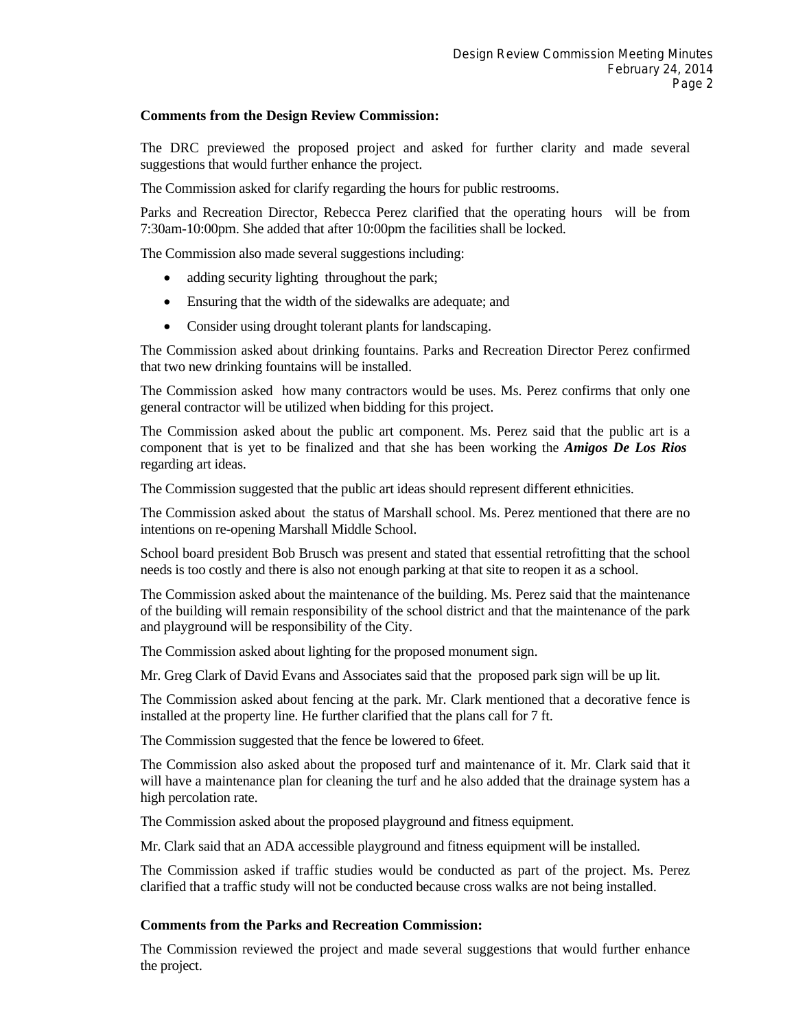**Comments from the Design Review Commission:**

The DRC previewed the proposed project and asked for further clarity and made several suggestions that would further enhance the project.

The Commission asked for clarify regarding the hours for public restrooms.

Parks and Recreation Director, Rebecca Perez clarified that the operating hours will be from 7:30am-10:00pm. She added that after 10:00pm the facilities shall be locked.

The Commission also made several suggestions including:

- adding security lighting throughout the park;
- Ensuring that the width of the sidewalks are adequate; and
- Consider using drought tolerant plants for landscaping.

The Commission asked about drinking fountains. Parks and Recreation Director Perez confirmed that two new drinking fountains will be installed.

The Commission asked how many contractors would be uses. Ms. Perez confirms that only one general contractor will be utilized when bidding for this project.

The Commission asked about the public art component. Ms. Perez said that the public art is a component that is yet to be finalized and that she has been working the ***Amigos De Los Rios*** regarding art ideas.

The Commission suggested that the public art ideas should represent different ethnicities.

The Commission asked about the status of Marshall school. Ms. Perez mentioned that there are no intentions on re-opening Marshall Middle School.

School board president Bob Brusch was present and stated that essential retrofitting that the school needs is too costly and there is also not enough parking at that site to reopen it as a school.

The Commission asked about the maintenance of the building. Ms. Perez said that the maintenance of the building will remain responsibility of the school district and that the maintenance of the park and playground will be responsibility of the City.

The Commission asked about lighting for the proposed monument sign.

Mr. Greg Clark of David Evans and Associates said that the proposed park sign will be up lit.

The Commission asked about fencing at the park. Mr. Clark mentioned that a decorative fence is installed at the property line. He further clarified that the plans call for 7 ft.

The Commission suggested that the fence be lowered to 6feet.

The Commission also asked about the proposed turf and maintenance of it. Mr. Clark said that it will have a maintenance plan for cleaning the turf and he also added that the drainage system has a high percolation rate.

The Commission asked about the proposed playground and fitness equipment.

Mr. Clark said that an ADA accessible playground and fitness equipment will be installed.

The Commission asked if traffic studies would be conducted as part of the project. Ms. Perez clarified that a traffic study will not be conducted because cross walks are not being installed.

**Comments from the Parks and Recreation Commission:**

The Commission reviewed the project and made several suggestions that would further enhance the project.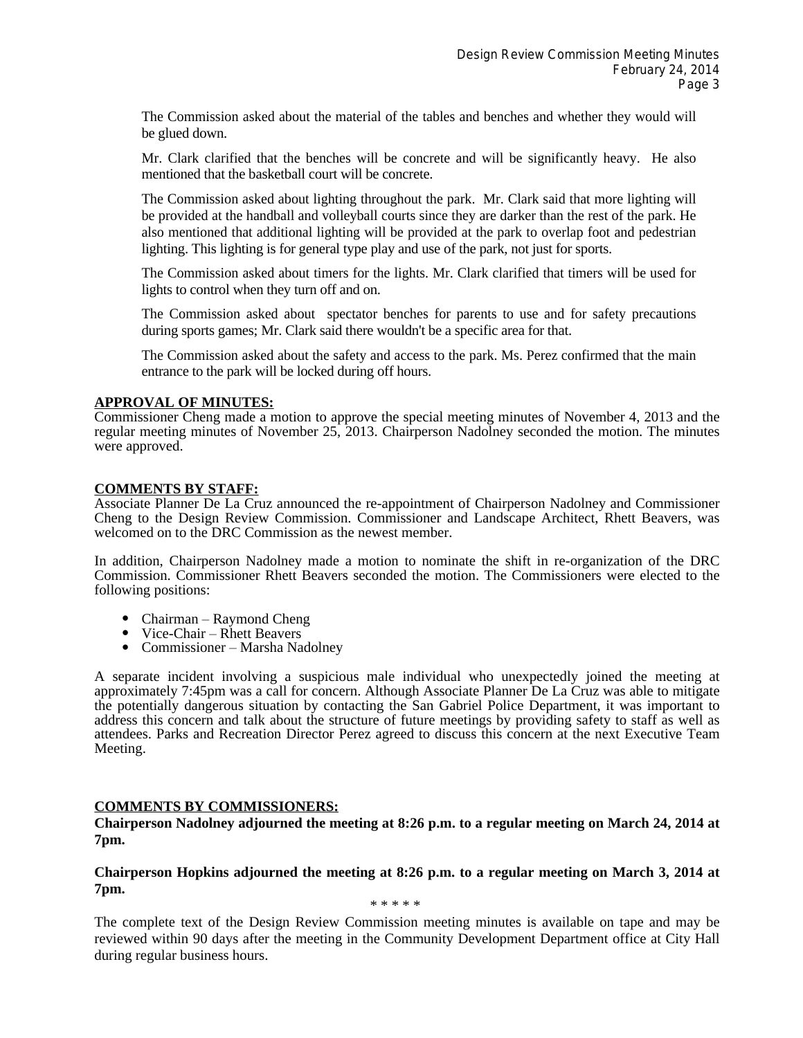The Commission asked about the material of the tables and benches and whether they would will be glued down.

Mr. Clark clarified that the benches will be concrete and will be significantly heavy. He also mentioned that the basketball court will be concrete.

The Commission asked about lighting throughout the park. Mr. Clark said that more lighting will be provided at the handball and volleyball courts since they are darker than the rest of the park. He also mentioned that additional lighting will be provided at the park to overlap foot and pedestrian lighting. This lighting is for general type play and use of the park, not just for sports.

The Commission asked about timers for the lights. Mr. Clark clarified that timers will be used for lights to control when they turn off and on.

The Commission asked about spectator benches for parents to use and for safety precautions during sports games; Mr. Clark said there wouldn't be a specific area for that.

The Commission asked about the safety and access to the park. Ms. Perez confirmed that the main entrance to the park will be locked during off hours.

**APPROVAL OF MINUTES:**

Commissioner Cheng made a motion to approve the special meeting minutes of November 4, 2013 and the regular meeting minutes of November 25, 2013. Chairperson Nadolney seconded the motion. The minutes were approved.

**COMMENTS BY STAFF:**

Associate Planner De La Cruz announced the re-appointment of Chairperson Nadolney and Commissioner Cheng to the Design Review Commission. Commissioner and Landscape Architect, Rhett Beavers, was welcomed on to the DRC Commission as the newest member.

In addition, Chairperson Nadolney made a motion to nominate the shift in re-organization of the DRC Commission. Commissioner Rhett Beavers seconded the motion. The Commissioners were elected to the following positions:

- Chairman – Raymond Cheng
- Vice-Chair – Rhett Beavers
- Commissioner – Marsha Nadolney

A separate incident involving a suspicious male individual who unexpectedly joined the meeting at approximately 7:45pm was a call for concern. Although Associate Planner De La Cruz was able to mitigate the potentially dangerous situation by contacting the San Gabriel Police Department, it was important to address this concern and talk about the structure of future meetings by providing safety to staff as well as attendees. Parks and Recreation Director Perez agreed to discuss this concern at the next Executive Team Meeting.

**COMMENTS BY COMMISSIONERS:**

**Chairperson Nadolney adjourned the meeting at 8:26 p.m. to a regular meeting on March 24, 2014 at 7pm.**

**Chairperson Hopkins adjourned the meeting at 8:26 p.m. to a regular meeting on March 3, 2014 at 7pm.**

* * * * *

The complete text of the Design Review Commission meeting minutes is available on tape and may be reviewed within 90 days after the meeting in the Community Development Department office at City Hall during regular business hours.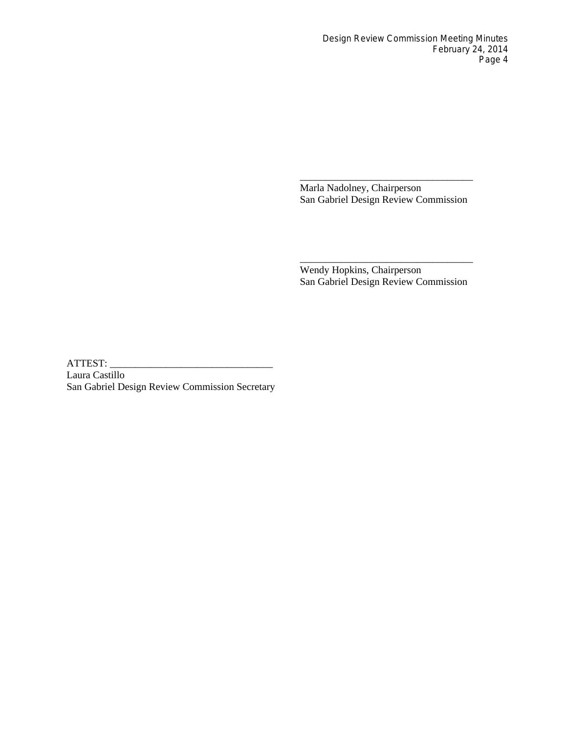\_\_\_\_\_\_\_\_\_\_\_\_\_\_\_\_\_\_\_\_\_\_\_\_\_\_\_\_\_\_\_\_\_\_
Marla Nadolney, Chairperson
San Gabriel Design Review Commission

\_\_\_\_\_\_\_\_\_\_\_\_\_\_\_\_\_\_\_\_\_\_\_\_\_\_\_\_\_\_\_\_\_\_
Wendy Hopkins, Chairperson
San Gabriel Design Review Commission

ATTEST: \_\_\_\_\_\_\_\_\_\_\_\_\_\_\_\_\_\_\_\_\_\_\_\_\_\_\_\_\_\_\_\_
Laura Castillo
San Gabriel Design Review Commission Secretary